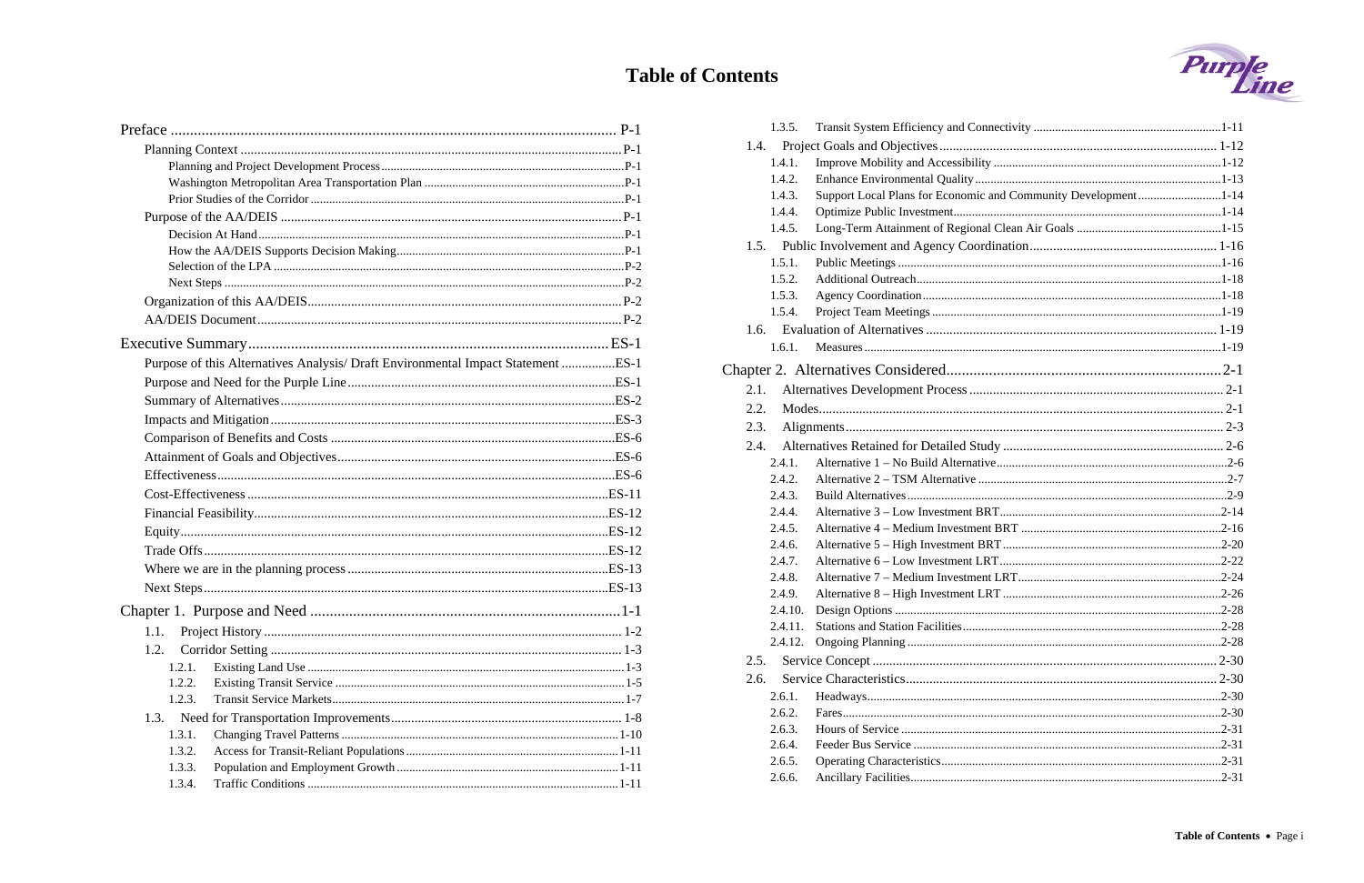# Table of Contents

Preface ........ P-1
- Planning Context ........ P-1
  - Planning and Project Development Process ........ P-1
  - Washington Metropolitan Area Transportation Plan ........ P-1
  - Prior Studies of the Corridor ........ P-1
- Purpose of the AA/DEIS ........ P-1
  - Decision At Hand ........ P-1
  - How the AA/DEIS Supports Decision Making ........ P-1
  - Selection of the LPA ........ P-2
  - Next Steps ........ P-2
- Organization of this AA/DEIS ........ P-2
- AA/DEIS Document ........ P-2

Executive Summary ........ ES-1
- Purpose of this Alternatives Analysis/ Draft Environmental Impact Statement ........ ES-1
- Purpose and Need for the Purple Line ........ ES-1
- Summary of Alternatives ........ ES-2
- Impacts and Mitigation ........ ES-3
- Comparison of Benefits and Costs ........ ES-6
- Attainment of Goals and Objectives ........ ES-6
- Effectiveness ........ ES-6
- Cost-Effectiveness ........ ES-11
- Financial Feasibility ........ ES-12
- Equity ........ ES-12
- Trade Offs ........ ES-12
- Where we are in the planning process ........ ES-13
- Next Steps ........ ES-13

Chapter 1. Purpose and Need ........ 1-1
- 1.1. Project History ........ 1-2
- 1.2. Corridor Setting ........ 1-3
  - 1.2.1. Existing Land Use ........ 1-3
  - 1.2.2. Existing Transit Service ........ 1-5
  - 1.2.3. Transit Service Markets ........ 1-7
- 1.3. Need for Transportation Improvements ........ 1-8
  - 1.3.1. Changing Travel Patterns ........ 1-10
  - 1.3.2. Access for Transit-Reliant Populations ........ 1-11
  - 1.3.3. Population and Employment Growth ........ 1-11
  - 1.3.4. Traffic Conditions ........ 1-11
  - 1.3.5. Transit System Efficiency and Connectivity ........ 1-11
- 1.4. Project Goals and Objectives ........ 1-12
  - 1.4.1. Improve Mobility and Accessibility ........ 1-12
  - 1.4.2. Enhance Environmental Quality ........ 1-13
  - 1.4.3. Support Local Plans for Economic and Community Development ........ 1-14
  - 1.4.4. Optimize Public Investment ........ 1-14
  - 1.4.5. Long-Term Attainment of Regional Clean Air Goals ........ 1-15
- 1.5. Public Involvement and Agency Coordination ........ 1-16
  - 1.5.1. Public Meetings ........ 1-16
  - 1.5.2. Additional Outreach ........ 1-18
  - 1.5.3. Agency Coordination ........ 1-18
  - 1.5.4. Project Team Meetings ........ 1-19
- 1.6. Evaluation of Alternatives ........ 1-19
  - 1.6.1. Measures ........ 1-19

Chapter 2. Alternatives Considered ........ 2-1
- 2.1. Alternatives Development Process ........ 2-1
- 2.2. Modes ........ 2-1
- 2.3. Alignments ........ 2-3
- 2.4. Alternatives Retained for Detailed Study ........ 2-6
  - 2.4.1. Alternative 1 – No Build Alternative ........ 2-6
  - 2.4.2. Alternative 2 – TSM Alternative ........ 2-7
  - 2.4.3. Build Alternatives ........ 2-9
  - 2.4.4. Alternative 3 – Low Investment BRT ........ 2-14
  - 2.4.5. Alternative 4 – Medium Investment BRT ........ 2-16
  - 2.4.6. Alternative 5 – High Investment BRT ........ 2-20
  - 2.4.7. Alternative 6 – Low Investment LRT ........ 2-22
  - 2.4.8. Alternative 7 – Medium Investment LRT ........ 2-24
  - 2.4.9. Alternative 8 – High Investment LRT ........ 2-26
  - 2.4.10. Design Options ........ 2-28
  - 2.4.11. Stations and Station Facilities ........ 2-28
  - 2.4.12. Ongoing Planning ........ 2-28
- 2.5. Service Concept ........ 2-30
- 2.6. Service Characteristics ........ 2-30
  - 2.6.1. Headways ........ 2-30
  - 2.6.2. Fares ........ 2-30
  - 2.6.3. Hours of Service ........ 2-31
  - 2.6.4. Feeder Bus Service ........ 2-31
  - 2.6.5. Operating Characteristics ........ 2-31
  - 2.6.6. Ancillary Facilities ........ 2-31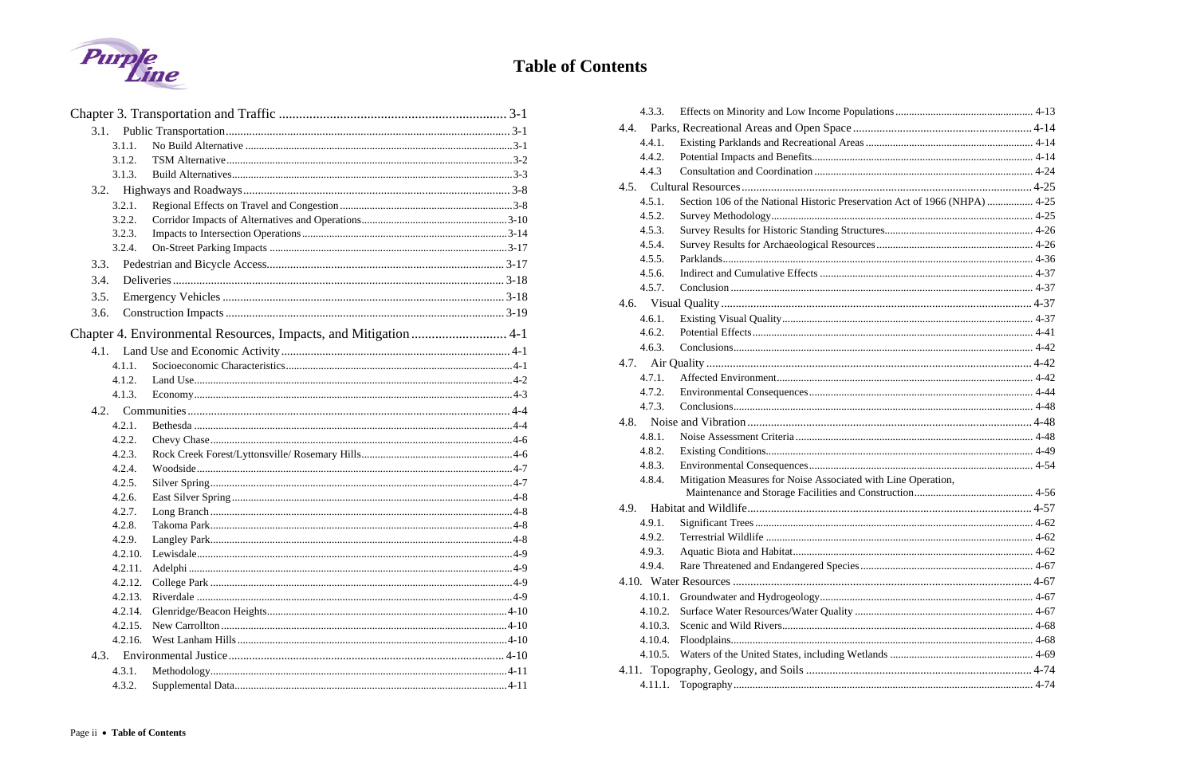# Table of Contents

Chapter 3. Transportation and Traffic .................................................................... 3-1

- 3.1. Public Transportation ................................................................................ 3-1
  - 3.1.1. No Build Alternative .................................................................................. 3-1
  - 3.1.2. TSM Alternative .......................................................................................... 3-2
  - 3.1.3. Build Alternatives ........................................................................................ 3-3
- 3.2. Highways and Roadways ......................................................................... 3-8
  - 3.2.1. Regional Effects on Travel and Congestion ................................................ 3-8
  - 3.2.2. Corridor Impacts of Alternatives and Operations ....................................... 3-10
  - 3.2.3. Impacts to Intersection Operations ............................................................ 3-14
  - 3.2.4. On-Street Parking Impacts ........................................................................ 3-17
- 3.3. Pedestrian and Bicycle Access ................................................................ 3-17
- 3.4. Deliveries ............................................................................................... 3-18
- 3.5. Emergency Vehicles ............................................................................... 3-18
- 3.6. Construction Impacts ............................................................................. 3-19

Chapter 4. Environmental Resources, Impacts, and Mitigation ............................ 4-1

- 4.1. Land Use and Economic Activity ............................................................. 4-1
  - 4.1.1. Socioeconomic Characteristics .................................................................... 4-1
  - 4.1.2. Land Use ..................................................................................................... 4-2
  - 4.1.3. Economy ..................................................................................................... 4-3
- 4.2. Communities ............................................................................................ 4-4
  - 4.2.1. Bethesda ..................................................................................................... 4-4
  - 4.2.2. Chevy Chase ............................................................................................... 4-6
  - 4.2.3. Rock Creek Forest/Lyttonsville/ Rosemary Hills ........................................ 4-6
  - 4.2.4. Woodside .................................................................................................... 4-7
  - 4.2.5. Silver Spring ............................................................................................... 4-7
  - 4.2.6. East Silver Spring ....................................................................................... 4-8
  - 4.2.7. Long Branch ............................................................................................... 4-8
  - 4.2.8. Takoma Park ............................................................................................... 4-8
  - 4.2.9. Langley Park ............................................................................................... 4-8
  - 4.2.10. Lewisdale .................................................................................................... 4-9
  - 4.2.11. Adelphi ....................................................................................................... 4-9
  - 4.2.12. College Park ............................................................................................... 4-9
  - 4.2.13. Riverdale .................................................................................................... 4-9
  - 4.2.14. Glenridge/Beacon Heights ........................................................................ 4-10
  - 4.2.15. New Carrollton .......................................................................................... 4-10
  - 4.2.16. West Lanham Hills .................................................................................... 4-10
- 4.3. Environmental Justice ............................................................................ 4-10
  - 4.3.1. Methodology .............................................................................................. 4-11
  - 4.3.2. Supplemental Data ..................................................................................... 4-11
  - 4.3.3. Effects on Minority and Low Income Populations ..................................... 4-13
- 4.4. Parks, Recreational Areas and Open Space ............................................ 4-14
  - 4.4.1. Existing Parklands and Recreational Areas ............................................... 4-14
  - 4.4.2. Potential Impacts and Benefits .................................................................. 4-14
  - 4.4.3 Consultation and Coordination .................................................................. 4-24
- 4.5. Cultural Resources ................................................................................. 4-25
  - 4.5.1. Section 106 of the National Historic Preservation Act of 1966 (NHPA) ..... 4-25
  - 4.5.2. Survey Methodology .................................................................................. 4-25
  - 4.5.3. Survey Results for Historic Standing Structures ........................................ 4-26
  - 4.5.4. Survey Results for Archaeological Resources ............................................ 4-26
  - 4.5.5. Parklands .................................................................................................. 4-36
  - 4.5.6. Indirect and Cumulative Effects ................................................................ 4-37
  - 4.5.7. Conclusion ................................................................................................ 4-37
- 4.6. Visual Quality ......................................................................................... 4-37
  - 4.6.1. Existing Visual Quality .............................................................................. 4-37
  - 4.6.2. Potential Effects ........................................................................................ 4-41
  - 4.6.3. Conclusions ............................................................................................... 4-42
- 4.7. Air Quality ............................................................................................. 4-42
  - 4.7.1. Affected Environment ................................................................................ 4-42
  - 4.7.2. Environmental Consequences .................................................................... 4-44
  - 4.7.3. Conclusions ............................................................................................... 4-48
- 4.8. Noise and Vibration ............................................................................... 4-48
  - 4.8.1. Noise Assessment Criteria ......................................................................... 4-48
  - 4.8.2. Existing Conditions .................................................................................... 4-49
  - 4.8.3. Environmental Consequences .................................................................... 4-54
  - 4.8.4. Mitigation Measures for Noise Associated with Line Operation, Maintenance and Storage Facilities and Construction ............................................ 4-56
- 4.9. Habitat and Wildlife ............................................................................... 4-57
  - 4.9.1. Significant Trees ........................................................................................ 4-62
  - 4.9.2. Terrestrial Wildlife .................................................................................... 4-62
  - 4.9.3. Aquatic Biota and Habitat .......................................................................... 4-62
  - 4.9.4. Rare Threatened and Endangered Species ................................................. 4-67
- 4.10. Water Resources ................................................................................... 4-67
  - 4.10.1. Groundwater and Hydrogeology ............................................................... 4-67
  - 4.10.2. Surface Water Resources/Water Quality ................................................... 4-67
  - 4.10.3. Scenic and Wild Rivers ............................................................................ 4-68
  - 4.10.4. Floodplains ............................................................................................... 4-68
  - 4.10.5. Waters of the United States, including Wetlands ..................................... 4-69
- 4.11. Topography, Geology, and Soils ........................................................... 4-74
  - 4.11.1. Topography .............................................................................................. 4-74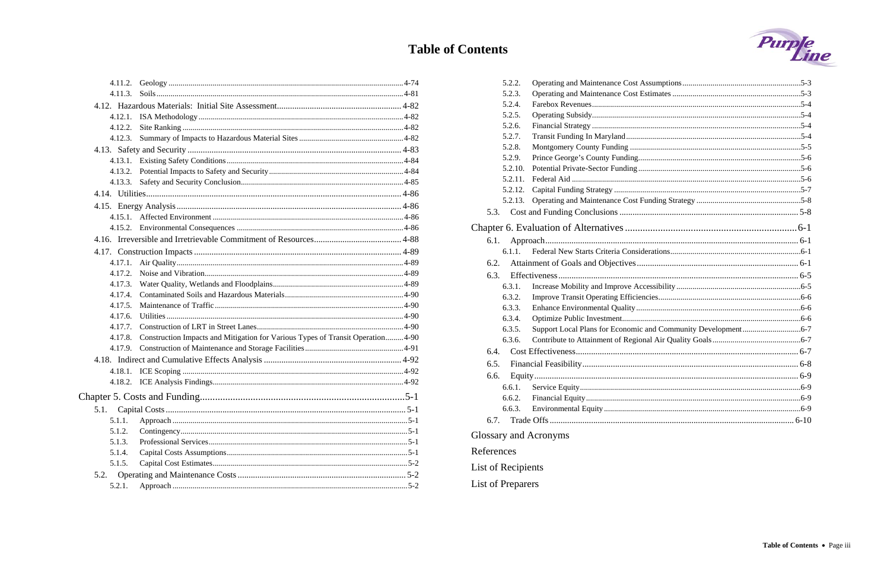# Table of Contents

- 4.11.2. Geology ..... 4-74
- 4.11.3. Soils ..... 4-81
- 4.12. Hazardous Materials: Initial Site Assessment ..... 4-82
  - 4.12.1. ISA Methodology ..... 4-82
  - 4.12.2. Site Ranking ..... 4-82
  - 4.12.3. Summary of Impacts to Hazardous Material Sites ..... 4-82
- 4.13. Safety and Security ..... 4-83
  - 4.13.1. Existing Safety Conditions ..... 4-84
  - 4.13.2. Potential Impacts to Safety and Security ..... 4-84
  - 4.13.3. Safety and Security Conclusion ..... 4-85
- 4.14. Utilities ..... 4-86
- 4.15. Energy Analysis ..... 4-86
  - 4.15.1. Affected Environment ..... 4-86
  - 4.15.2. Environmental Consequences ..... 4-86
- 4.16. Irreversible and Irretrievable Commitment of Resources ..... 4-88
- 4.17. Construction Impacts ..... 4-89
  - 4.17.1. Air Quality ..... 4-89
  - 4.17.2. Noise and Vibration ..... 4-89
  - 4.17.3. Water Quality, Wetlands and Floodplains ..... 4-89
  - 4.17.4. Contaminated Soils and Hazardous Materials ..... 4-90
  - 4.17.5. Maintenance of Traffic ..... 4-90
  - 4.17.6. Utilities ..... 4-90
  - 4.17.7. Construction of LRT in Street Lanes ..... 4-90
  - 4.17.8. Construction Impacts and Mitigation for Various Types of Transit Operation ..... 4-90
  - 4.17.9. Construction of Maintenance and Storage Facilities ..... 4-91
- 4.18. Indirect and Cumulative Effects Analysis ..... 4-92
  - 4.18.1. ICE Scoping ..... 4-92
  - 4.18.2. ICE Analysis Findings ..... 4-92

## Chapter 5. Costs and Funding ..... 5-1

- 5.1. Capital Costs ..... 5-1
  - 5.1.1. Approach ..... 5-1
  - 5.1.2. Contingency ..... 5-1
  - 5.1.3. Professional Services ..... 5-1
  - 5.1.4. Capital Costs Assumptions ..... 5-1
  - 5.1.5. Capital Cost Estimates ..... 5-2
- 5.2. Operating and Maintenance Costs ..... 5-2
  - 5.2.1. Approach ..... 5-2
  - 5.2.2. Operating and Maintenance Cost Assumptions ..... 5-3
  - 5.2.3. Operating and Maintenance Cost Estimates ..... 5-3
  - 5.2.4. Farebox Revenues ..... 5-4
  - 5.2.5. Operating Subsidy ..... 5-4
  - 5.2.6. Financial Strategy ..... 5-4
  - 5.2.7. Transit Funding In Maryland ..... 5-4
  - 5.2.8. Montgomery County Funding ..... 5-5
  - 5.2.9. Prince George's County Funding ..... 5-6
  - 5.2.10. Potential Private-Sector Funding ..... 5-6
  - 5.2.11. Federal Aid ..... 5-6
  - 5.2.12. Capital Funding Strategy ..... 5-7
  - 5.2.13. Operating and Maintenance Cost Funding Strategy ..... 5-8
- 5.3. Cost and Funding Conclusions ..... 5-8

## Chapter 6. Evaluation of Alternatives ..... 6-1

- 6.1. Approach ..... 6-1
  - 6.1.1. Federal New Starts Criteria Considerations ..... 6-1
- 6.2. Attainment of Goals and Objectives ..... 6-1
- 6.3. Effectiveness ..... 6-5
  - 6.3.1. Increase Mobility and Improve Accessibility ..... 6-5
  - 6.3.2. Improve Transit Operating Efficiencies ..... 6-6
  - 6.3.3. Enhance Environmental Quality ..... 6-6
  - 6.3.4. Optimize Public Investment ..... 6-6
  - 6.3.5. Support Local Plans for Economic and Community Development ..... 6-7
  - 6.3.6. Contribute to Attainment of Regional Air Quality Goals ..... 6-7
- 6.4. Cost Effectiveness ..... 6-7
- 6.5. Financial Feasibility ..... 6-8
- 6.6. Equity ..... 6-9
  - 6.6.1. Service Equity ..... 6-9
  - 6.6.2. Financial Equity ..... 6-9
  - 6.6.3. Environmental Equity ..... 6-9
- 6.7. Trade Offs ..... 6-10

## Glossary and Acronyms

## References

## List of Recipients

## List of Preparers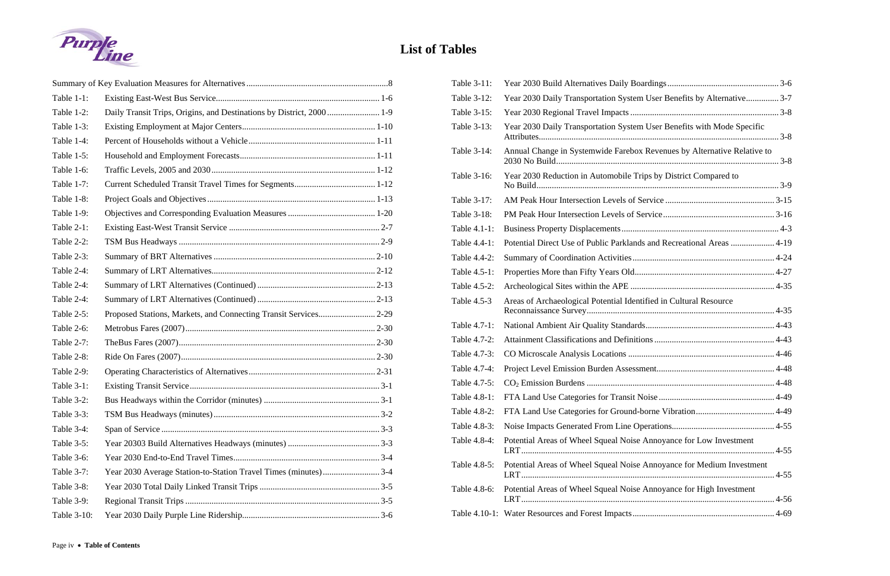# List of Tables

| | | |
|---|---|---|
| Summary of Key Evaluation Measures for Alternatives | | 8 |
| Table 1-1: | Existing East-West Bus Service | 1-6 |
| Table 1-2: | Daily Transit Trips, Origins, and Destinations by District, 2000 | 1-9 |
| Table 1-3: | Existing Employment at Major Centers | 1-10 |
| Table 1-4: | Percent of Households without a Vehicle | 1-11 |
| Table 1-5: | Household and Employment Forecasts | 1-11 |
| Table 1-6: | Traffic Levels, 2005 and 2030 | 1-12 |
| Table 1-7: | Current Scheduled Transit Travel Times for Segments | 1-12 |
| Table 1-8: | Project Goals and Objectives | 1-13 |
| Table 1-9: | Objectives and Corresponding Evaluation Measures | 1-20 |
| Table 2-1: | Existing East-West Transit Service | 2-7 |
| Table 2-2: | TSM Bus Headways | 2-9 |
| Table 2-3: | Summary of BRT Alternatives | 2-10 |
| Table 2-4: | Summary of LRT Alternatives | 2-12 |
| Table 2-4: | Summary of LRT Alternatives (Continued) | 2-13 |
| Table 2-4: | Summary of LRT Alternatives (Continued) | 2-13 |
| Table 2-5: | Proposed Stations, Markets, and Connecting Transit Services | 2-29 |
| Table 2-6: | Metrobus Fares (2007) | 2-30 |
| Table 2-7: | TheBus Fares (2007) | 2-30 |
| Table 2-8: | Ride On Fares (2007) | 2-30 |
| Table 2-9: | Operating Characteristics of Alternatives | 2-31 |
| Table 3-1: | Existing Transit Service | 3-1 |
| Table 3-2: | Bus Headways within the Corridor (minutes) | 3-1 |
| Table 3-3: | TSM Bus Headways (minutes) | 3-2 |
| Table 3-4: | Span of Service | 3-3 |
| Table 3-5: | Year 20303 Build Alternatives Headways (minutes) | 3-3 |
| Table 3-6: | Year 2030 End-to-End Travel Times | 3-4 |
| Table 3-7: | Year 2030 Average Station-to-Station Travel Times (minutes) | 3-4 |
| Table 3-8: | Year 2030 Total Daily Linked Transit Trips | 3-5 |
| Table 3-9: | Regional Transit Trips | 3-5 |
| Table 3-10: | Year 2030 Daily Purple Line Ridership | 3-6 |
| Table 3-11: | Year 2030 Build Alternatives Daily Boardings | 3-6 |
| Table 3-12: | Year 2030 Daily Transportation System User Benefits by Alternative | 3-7 |
| Table 3-15: | Year 2030 Regional Travel Impacts | 3-8 |
| Table 3-13: | Year 2030 Daily Transportation System User Benefits with Mode Specific Attributes | 3-8 |
| Table 3-14: | Annual Change in Systemwide Farebox Revenues by Alternative Relative to 2030 No Build | 3-8 |
| Table 3-16: | Year 2030 Reduction in Automobile Trips by District Compared to No Build | 3-9 |
| Table 3-17: | AM Peak Hour Intersection Levels of Service | 3-15 |
| Table 3-18: | PM Peak Hour Intersection Levels of Service | 3-16 |
| Table 4.1-1: | Business Property Displacements | 4-3 |
| Table 4.4-1: | Potential Direct Use of Public Parklands and Recreational Areas | 4-19 |
| Table 4.4-2: | Summary of Coordination Activities | 4-24 |
| Table 4.5-1: | Properties More than Fifty Years Old | 4-27 |
| Table 4.5-2: | Archeological Sites within the APE | 4-35 |
| Table 4.5-3 | Areas of Archaeological Potential Identified in Cultural Resource Reconnaissance Survey | 4-35 |
| Table 4.7-1: | National Ambient Air Quality Standards | 4-43 |
| Table 4.7-2: | Attainment Classifications and Definitions | 4-43 |
| Table 4.7-3: | CO Microscale Analysis Locations | 4-46 |
| Table 4.7-4: | Project Level Emission Burden Assessment | 4-48 |
| Table 4.7-5: | $CO_2$ Emission Burdens | 4-48 |
| Table 4.8-1: | FTA Land Use Categories for Transit Noise | 4-49 |
| Table 4.8-2: | FTA Land Use Categories for Ground-borne Vibration | 4-49 |
| Table 4.8-3: | Noise Impacts Generated From Line Operations | 4-55 |
| Table 4.8-4: | Potential Areas of Wheel Squeal Noise Annoyance for Low Investment LRT | 4-55 |
| Table 4.8-5: | Potential Areas of Wheel Squeal Noise Annoyance for Medium Investment LRT | 4-55 |
| Table 4.8-6: | Potential Areas of Wheel Squeal Noise Annoyance for High Investment LRT | 4-56 |
| Table 4.10-1: | Water Resources and Forest Impacts | 4-69 |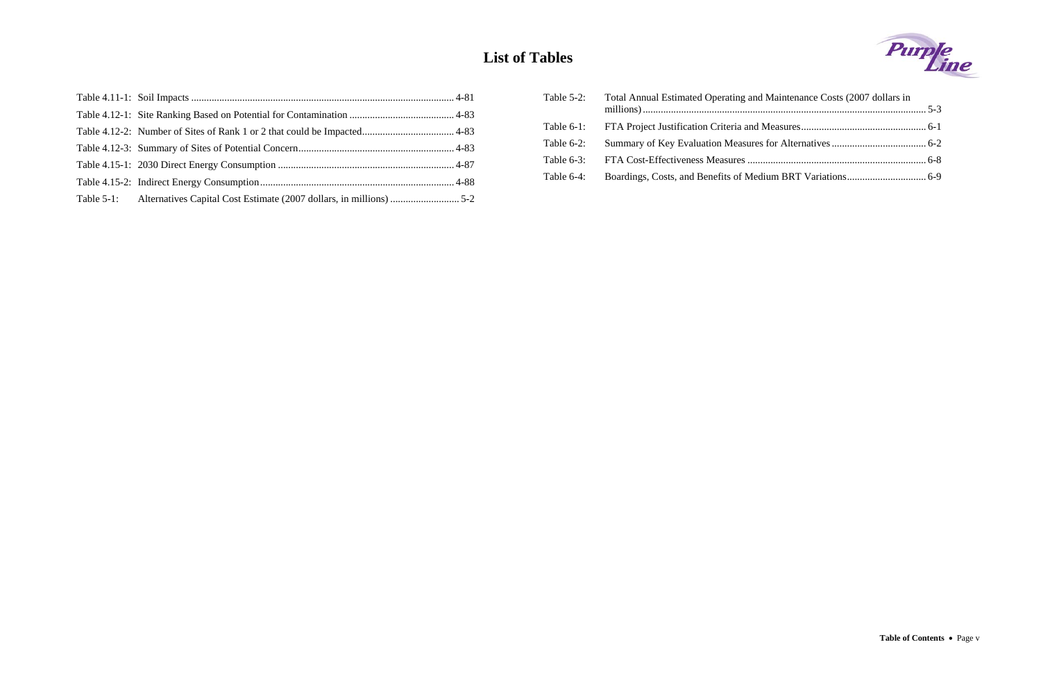# List of Tables

Table 4.11-1: Soil Impacts ........................................................................................................ 4-81

Table 4.12-1: Site Ranking Based on Potential for Contamination ......................................... 4-83

Table 4.12-2: Number of Sites of Rank 1 or 2 that could be Impacted.................................... 4-83

Table 4.12-3: Summary of Sites of Potential Concern............................................................. 4-83

Table 4.15-1: 2030 Direct Energy Consumption ..................................................................... 4-87

Table 4.15-2: Indirect Energy Consumption............................................................................ 4-88

Table 5-1: Alternatives Capital Cost Estimate (2007 dollars, in millions) ........................... 5-2

Table 5-2: Total Annual Estimated Operating and Maintenance Costs (2007 dollars in millions) ............................................................................................................ 5-3

Table 6-1: FTA Project Justification Criteria and Measures................................................. 6-1

Table 6-2: Summary of Key Evaluation Measures for Alternatives ..................................... 6-2

Table 6-3: FTA Cost-Effectiveness Measures ...................................................................... 6-8

Table 6-4: Boardings, Costs, and Benefits of Medium BRT Variations............................... 6-9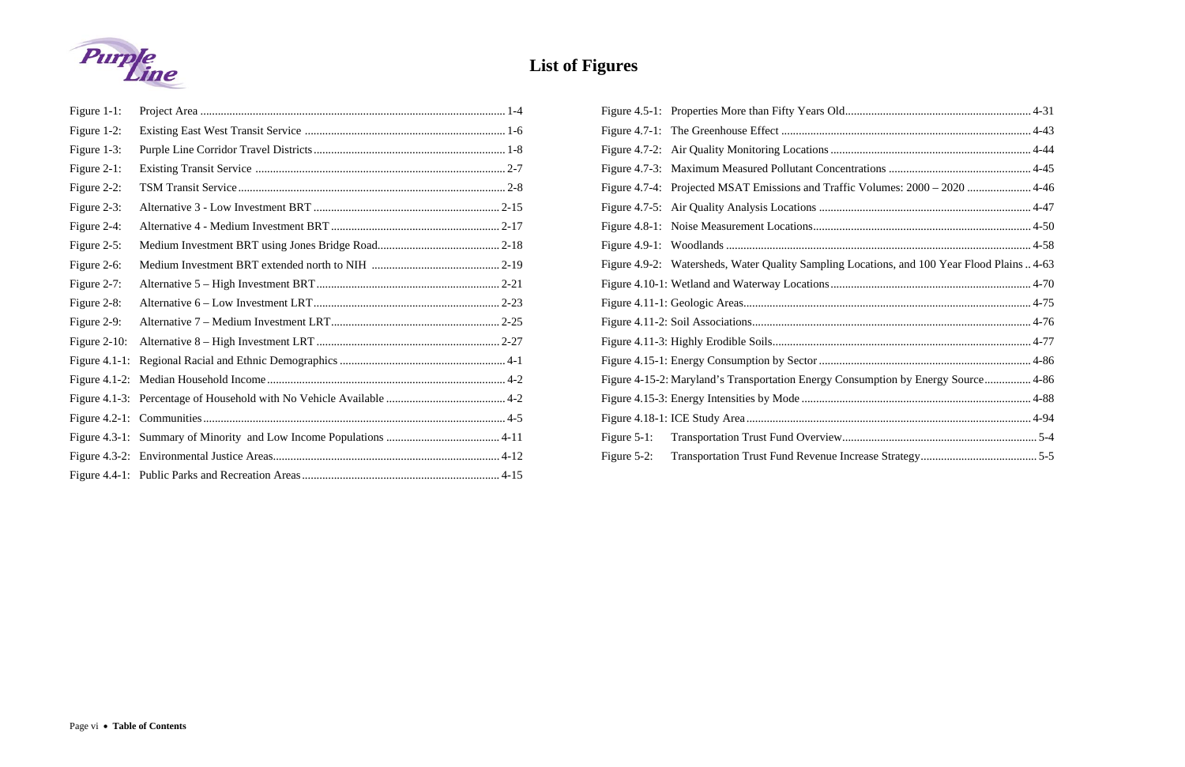# List of Figures

| | | |
|---|---|---|
| Figure 1-1: | Project Area | 1-4 |
| Figure 1-2: | Existing East West Transit Service | 1-6 |
| Figure 1-3: | Purple Line Corridor Travel Districts | 1-8 |
| Figure 2-1: | Existing Transit Service | 2-7 |
| Figure 2-2: | TSM Transit Service | 2-8 |
| Figure 2-3: | Alternative 3 - Low Investment BRT | 2-15 |
| Figure 2-4: | Alternative 4 - Medium Investment BRT | 2-17 |
| Figure 2-5: | Medium Investment BRT using Jones Bridge Road | 2-18 |
| Figure 2-6: | Medium Investment BRT extended north to NIH | 2-19 |
| Figure 2-7: | Alternative 5 – High Investment BRT | 2-21 |
| Figure 2-8: | Alternative 6 – Low Investment LRT | 2-23 |
| Figure 2-9: | Alternative 7 – Medium Investment LRT | 2-25 |
| Figure 2-10: | Alternative 8 – High Investment LRT | 2-27 |
| Figure 4.1-1: | Regional Racial and Ethnic Demographics | 4-1 |
| Figure 4.1-2: | Median Household Income | 4-2 |
| Figure 4.1-3: | Percentage of Household with No Vehicle Available | 4-2 |
| Figure 4.2-1: | Communities | 4-5 |
| Figure 4.3-1: | Summary of Minority and Low Income Populations | 4-11 |
| Figure 4.3-2: | Environmental Justice Areas | 4-12 |
| Figure 4.4-1: | Public Parks and Recreation Areas | 4-15 |
| Figure 4.5-1: | Properties More than Fifty Years Old | 4-31 |
| Figure 4.7-1: | The Greenhouse Effect | 4-43 |
| Figure 4.7-2: | Air Quality Monitoring Locations | 4-44 |
| Figure 4.7-3: | Maximum Measured Pollutant Concentrations | 4-45 |
| Figure 4.7-4: | Projected MSAT Emissions and Traffic Volumes: 2000 – 2020 | 4-46 |
| Figure 4.7-5: | Air Quality Analysis Locations | 4-47 |
| Figure 4.8-1: | Noise Measurement Locations | 4-50 |
| Figure 4.9-1: | Woodlands | 4-58 |
| Figure 4.9-2: | Watersheds, Water Quality Sampling Locations, and 100 Year Flood Plains | 4-63 |
| Figure 4.10-1: | Wetland and Waterway Locations | 4-70 |
| Figure 4.11-1: | Geologic Areas | 4-75 |
| Figure 4.11-2: | Soil Associations | 4-76 |
| Figure 4.11-3: | Highly Erodible Soils | 4-77 |
| Figure 4.15-1: | Energy Consumption by Sector | 4-86 |
| Figure 4-15-2: | Maryland's Transportation Energy Consumption by Energy Source | 4-86 |
| Figure 4.15-3: | Energy Intensities by Mode | 4-88 |
| Figure 4.18-1: | ICE Study Area | 4-94 |
| Figure 5-1: | Transportation Trust Fund Overview | 5-4 |
| Figure 5-2: | Transportation Trust Fund Revenue Increase Strategy | 5-5 |